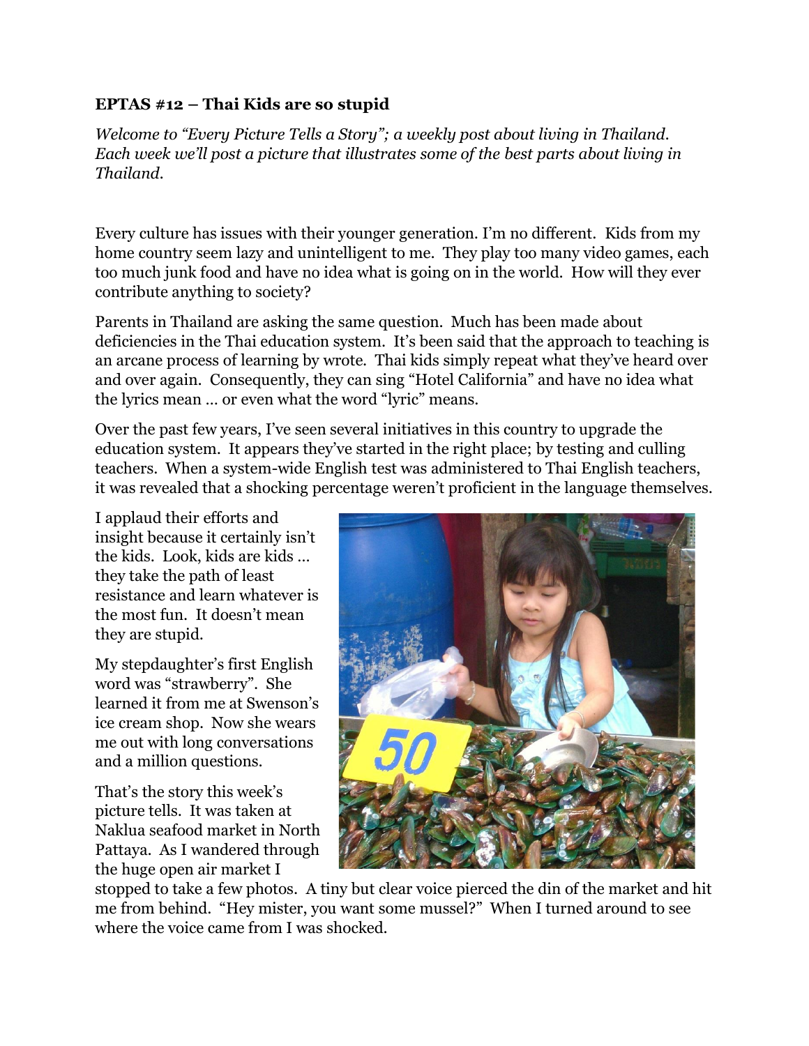**EPTAS #12 – Thai Kids are so stupid**

*Welcome to "Every Picture Tells a Story"; a weekly post about living in Thailand. Each week we'll post a picture that illustrates some of the best parts about living in Thailand.*

Every culture has issues with their younger generation. I'm no different. Kids from my home country seem lazy and unintelligent to me. They play too many video games, each too much junk food and have no idea what is going on in the world. How will they ever contribute anything to society?

Parents in Thailand are asking the same question. Much has been made about deficiencies in the Thai education system. It's been said that the approach to teaching is an arcane process of learning by wrote. Thai kids simply repeat what they've heard over and over again. Consequently, they can sing "Hotel California" and have no idea what the lyrics mean … or even what the word "lyric" means.

Over the past few years, I've seen several initiatives in this country to upgrade the education system. It appears they've started in the right place; by testing and culling teachers. When a system-wide English test was administered to Thai English teachers, it was revealed that a shocking percentage weren't proficient in the language themselves.

I applaud their efforts and insight because it certainly isn't the kids. Look, kids are kids … they take the path of least resistance and learn whatever is the most fun. It doesn't mean they are stupid.

My stepdaughter's first English word was "strawberry". She learned it from me at Swenson's ice cream shop. Now she wears me out with long conversations and a million questions.

That's the story this week's picture tells. It was taken at Naklua seafood market in North Pattaya. As I wandered through the huge open air market I stopped to take a few photos. A tiny but clear voice pierced the din of the market and hit me from behind. "Hey mister, you want some mussel?" When I turned around to see where the voice came from I was shocked.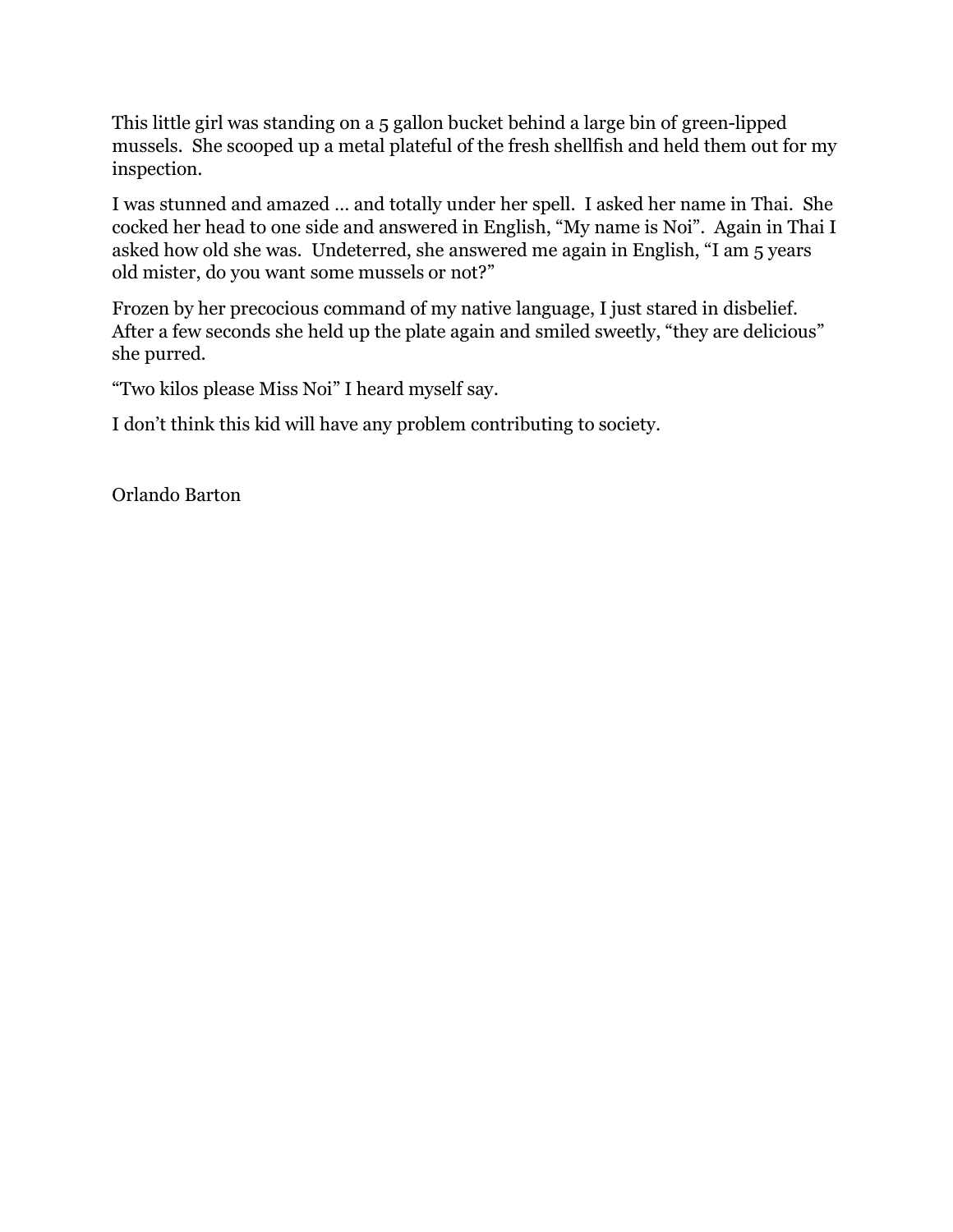This little girl was standing on a 5 gallon bucket behind a large bin of green-lipped mussels. She scooped up a metal plateful of the fresh shellfish and held them out for my inspection.

I was stunned and amazed … and totally under her spell. I asked her name in Thai. She cocked her head to one side and answered in English, "My name is Noi". Again in Thai I asked how old she was. Undeterred, she answered me again in English, "I am 5 years old mister, do you want some mussels or not?"

Frozen by her precocious command of my native language, I just stared in disbelief. After a few seconds she held up the plate again and smiled sweetly, "they are delicious" she purred.

"Two kilos please Miss Noi" I heard myself say.

I don't think this kid will have any problem contributing to society.

Orlando Barton